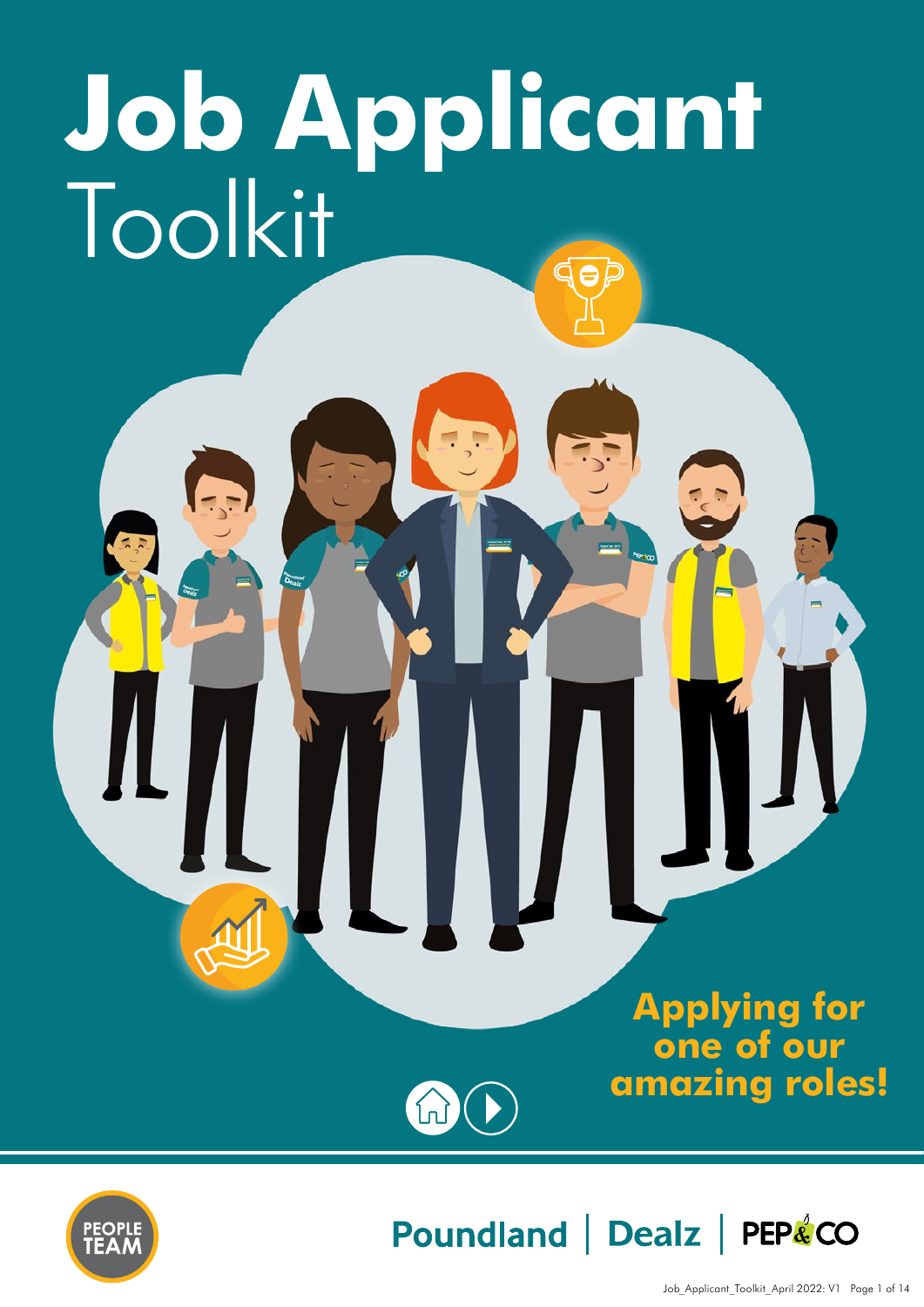# Job Applicant Toolkit

**Applying for one of our amazing roles!**

PEOPLE TEAM

Poundland | Dealz | PEP&CO

Job_Applicant_Toolkit_April 2022: V1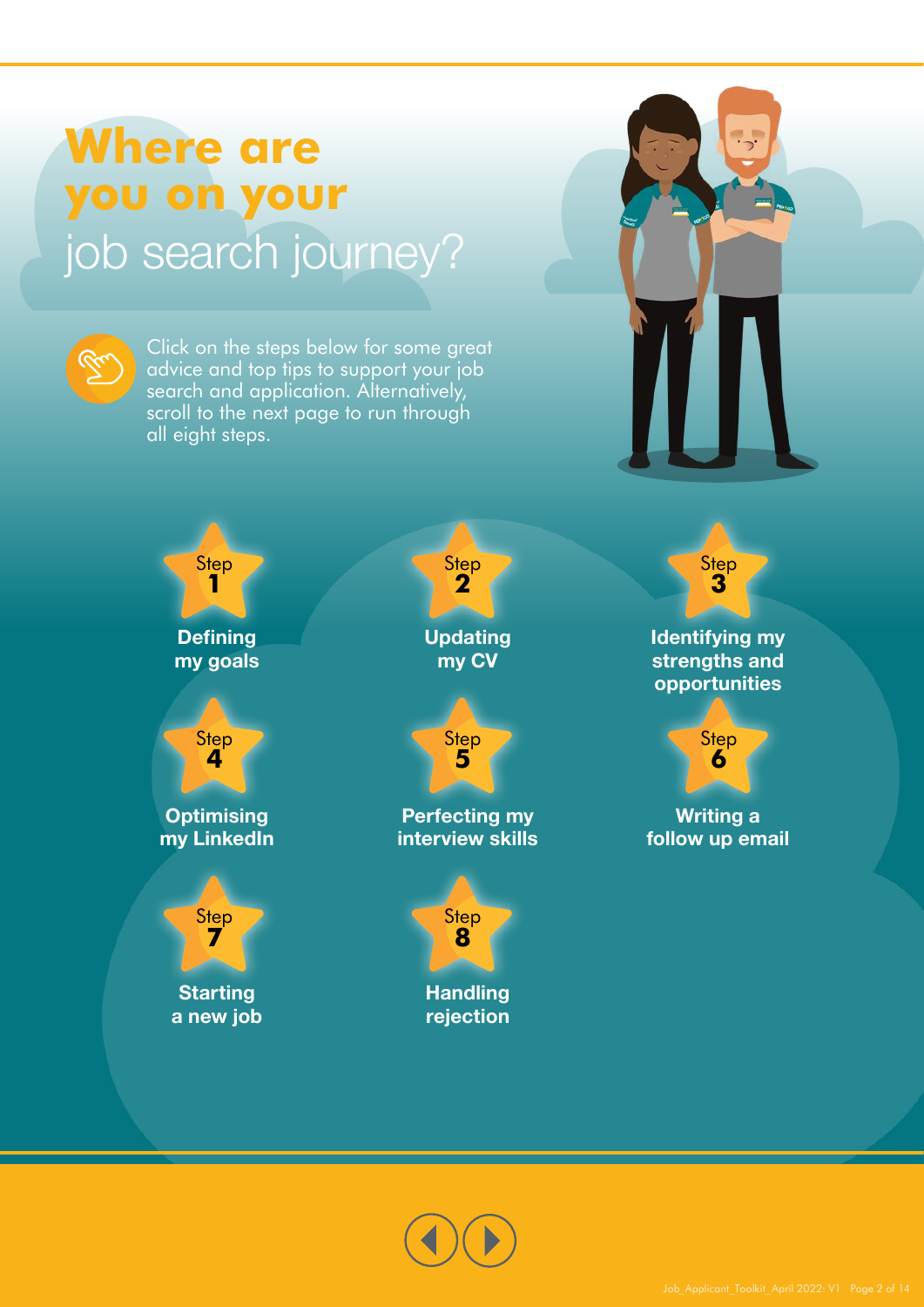# Where are you on your job search journey?

Click on the steps below for some great advice and top tips to support your job search and application. Alternatively, scroll to the next page to run through all eight steps.

- Step 1 — **Defining my goals**
- Step 2 — **Updating my CV**
- Step 3 — **Identifying my strengths and opportunities**
- Step 4 — **Optimising my LinkedIn**
- Step 5 — **Perfecting my interview skills**
- Step 6 — **Writing a follow up email**
- Step 7 — **Starting a new job**
- Step 8 — **Handling rejection**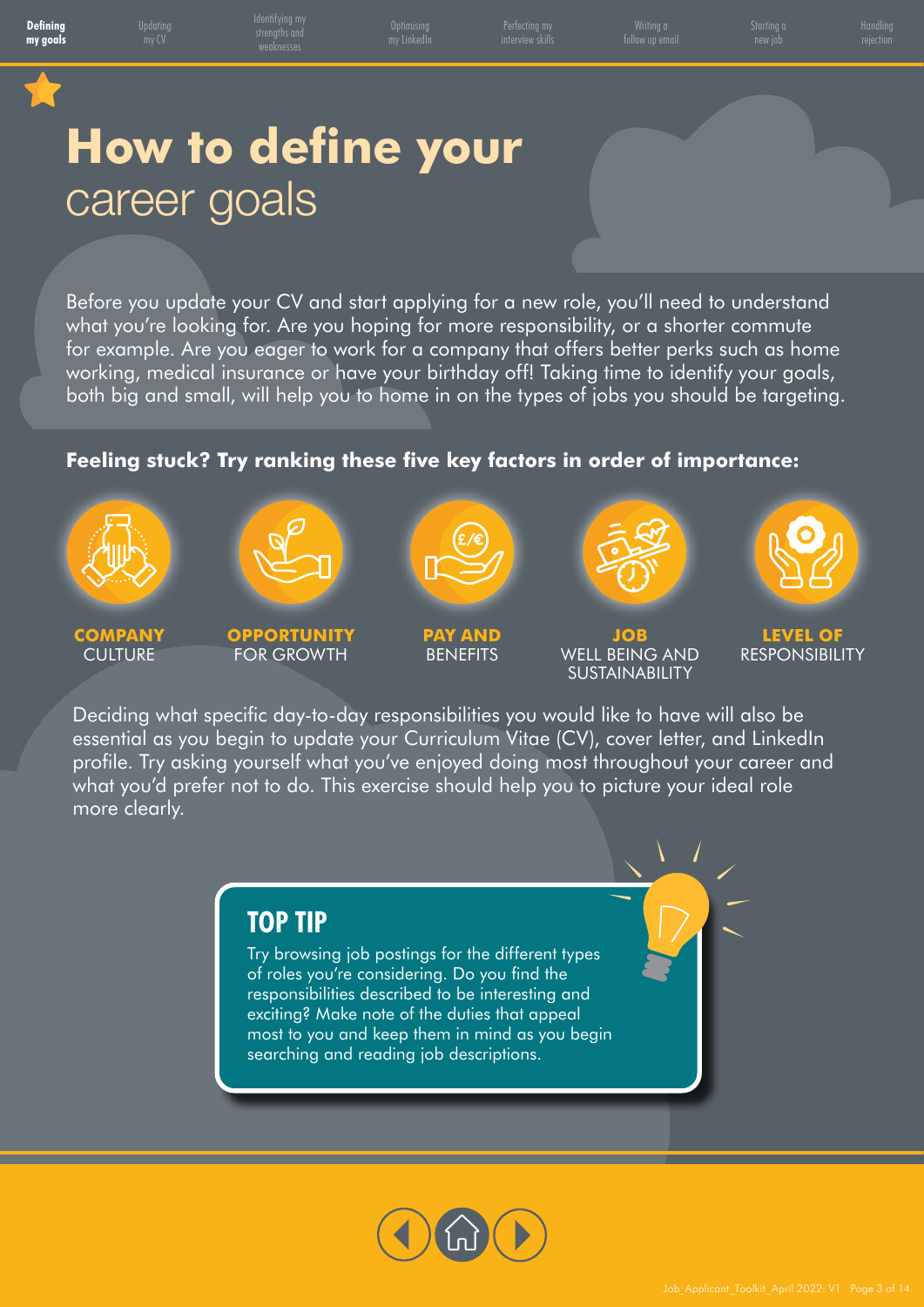# How to define your career goals

Before you update your CV and start applying for a new role, you'll need to understand what you're looking for. Are you hoping for more responsibility, or a shorter commute for example. Are you eager to work for a company that offers better perks such as home working, medical insurance or have your birthday off! Taking time to identify your goals, both big and small, will help you to home in on the types of jobs you should be targeting.

**Feeling stuck? Try ranking these five key factors in order of importance:**

- **COMPANY** CULTURE
- **OPPORTUNITY** FOR GROWTH
- **PAY AND** BENEFITS
- **JOB** WELL BEING AND SUSTAINABILITY
- **LEVEL OF** RESPONSIBILITY

Deciding what specific day-to-day responsibilities you would like to have will also be essential as you begin to update your Curriculum Vitae (CV), cover letter, and LinkedIn profile. Try asking yourself what you've enjoyed doing most throughout your career and what you'd prefer not to do. This exercise should help you to picture your ideal role more clearly.

## TOP TIP

Try browsing job postings for the different types of roles you're considering. Do you find the responsibilities described to be interesting and exciting? Make note of the duties that appeal most to you and keep them in mind as you begin searching and reading job descriptions.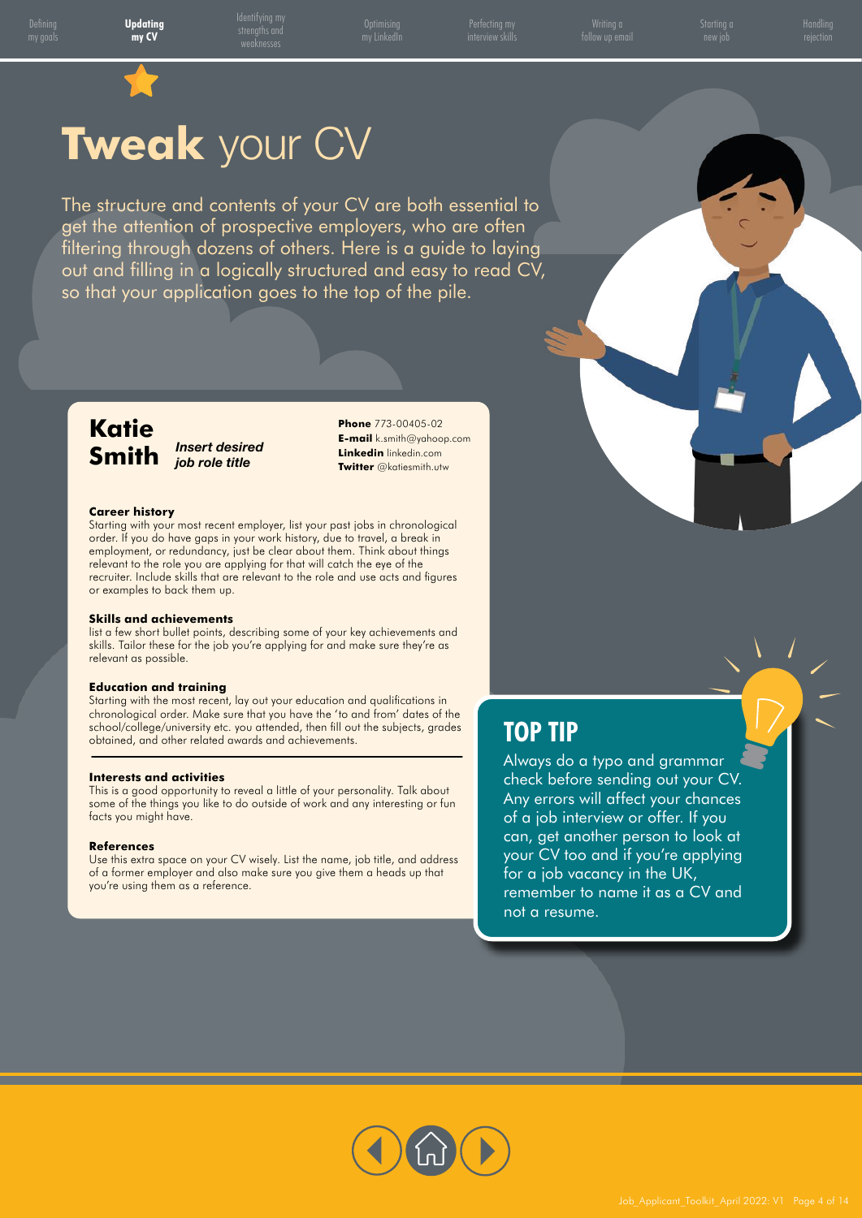# **Tweak** your CV

The structure and contents of your CV are both essential to get the attention of prospective employers, who are often filtering through dozens of others. Here is a guide to laying out and filling in a logically structured and easy to read CV, so that your application goes to the top of the pile.

## Katie Smith

***Insert desired job role title***

**Phone** 773-00405-02
**E-mail** k.smith@yahoop.com
**Linkedin** linkedin.com
**Twitter** @katiesmith.utw

**Career history**

Starting with your most recent employer, list your past jobs in chronological order. If you do have gaps in your work history, due to travel, a break in employment, or redundancy, just be clear about them. Think about things relevant to the role you are applying for that will catch the eye of the recruiter. Include skills that are relevant to the role and use acts and figures or examples to back them up.

**Skills and achievements**

list a few short bullet points, describing some of your key achievements and skills. Tailor these for the job you're applying for and make sure they're as relevant as possible.

**Education and training**

Starting with the most recent, lay out your education and qualifications in chronological order. Make sure that you have the 'to and from' dates of the school/college/university etc. you attended, then fill out the subjects, grades obtained, and other related awards and achievements.

**Interests and activities**

This is a good opportunity to reveal a little of your personality. Talk about some of the things you like to do outside of work and any interesting or fun facts you might have.

**References**

Use this extra space on your CV wisely. List the name, job title, and address of a former employer and also make sure you give them a heads up that you're using them as a reference.

## TOP TIP

Always do a typo and grammar check before sending out your CV. Any errors will affect your chances of a job interview or offer. If you can, get another person to look at your CV too and if you're applying for a job vacancy in the UK, remember to name it as a CV and not a resume.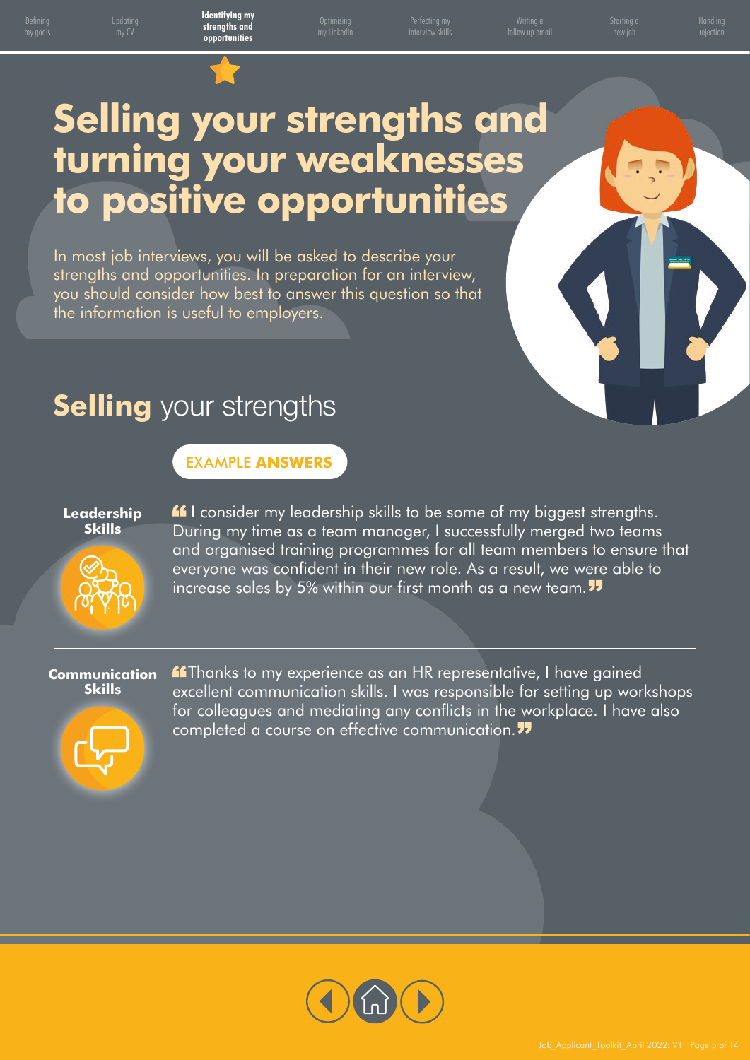# Selling your strengths and turning your weaknesses to positive opportunities

In most job interviews, you will be asked to describe your strengths and opportunities. In preparation for an interview, you should consider how best to answer this question so that the information is useful to employers.

## **Selling** your strengths

EXAMPLE **ANSWERS**

**Leadership Skills**

“I consider my leadership skills to be some of my biggest strengths. During my time as a team manager, I successfully merged two teams and organised training programmes for all team members to ensure that everyone was confident in their new role. As a result, we were able to increase sales by 5% within our first month as a new team.”

---

**Communication Skills**

“Thanks to my experience as an HR representative, I have gained excellent communication skills. I was responsible for setting up workshops for colleagues and mediating any conflicts in the workplace. I have also completed a course on effective communication.”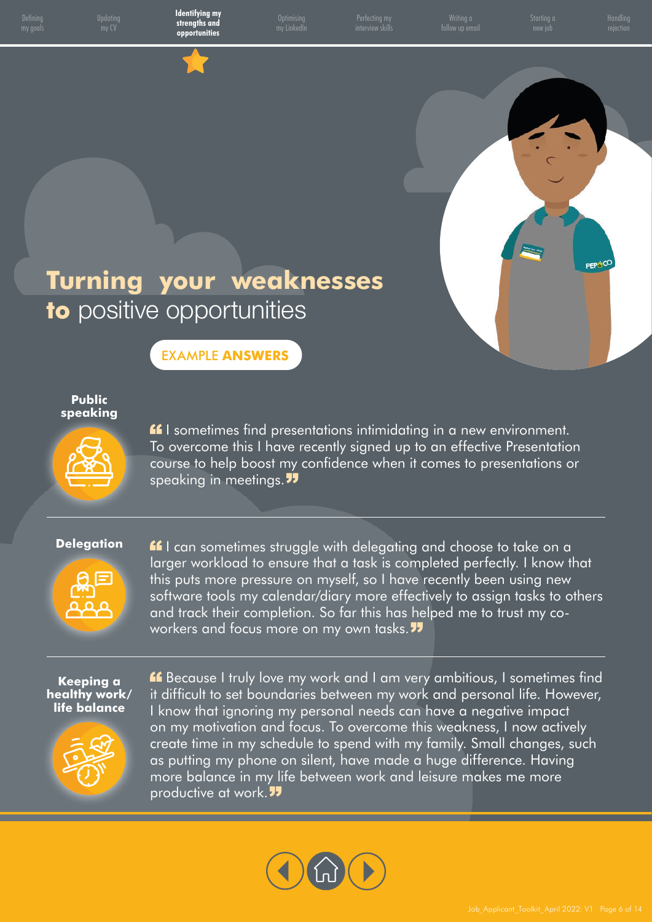# Turning your weaknesses to positive opportunities

EXAMPLE **ANSWERS**

**Public speaking**

"I sometimes find presentations intimidating in a new environment. To overcome this I have recently signed up to an effective Presentation course to help boost my confidence when it comes to presentations or speaking in meetings."

---

**Delegation**

"I can sometimes struggle with delegating and choose to take on a larger workload to ensure that a task is completed perfectly. I know that this puts more pressure on myself, so I have recently been using new software tools my calendar/diary more effectively to assign tasks to others and track their completion. So far this has helped me to trust my co-workers and focus more on my own tasks."

---

**Keeping a healthy work/ life balance**

"Because I truly love my work and I am very ambitious, I sometimes find it difficult to set boundaries between my work and personal life. However, I know that ignoring my personal needs can have a negative impact on my motivation and focus. To overcome this weakness, I now actively create time in my schedule to spend with my family. Small changes, such as putting my phone on silent, have made a huge difference. Having more balance in my life between work and leisure makes me more productive at work."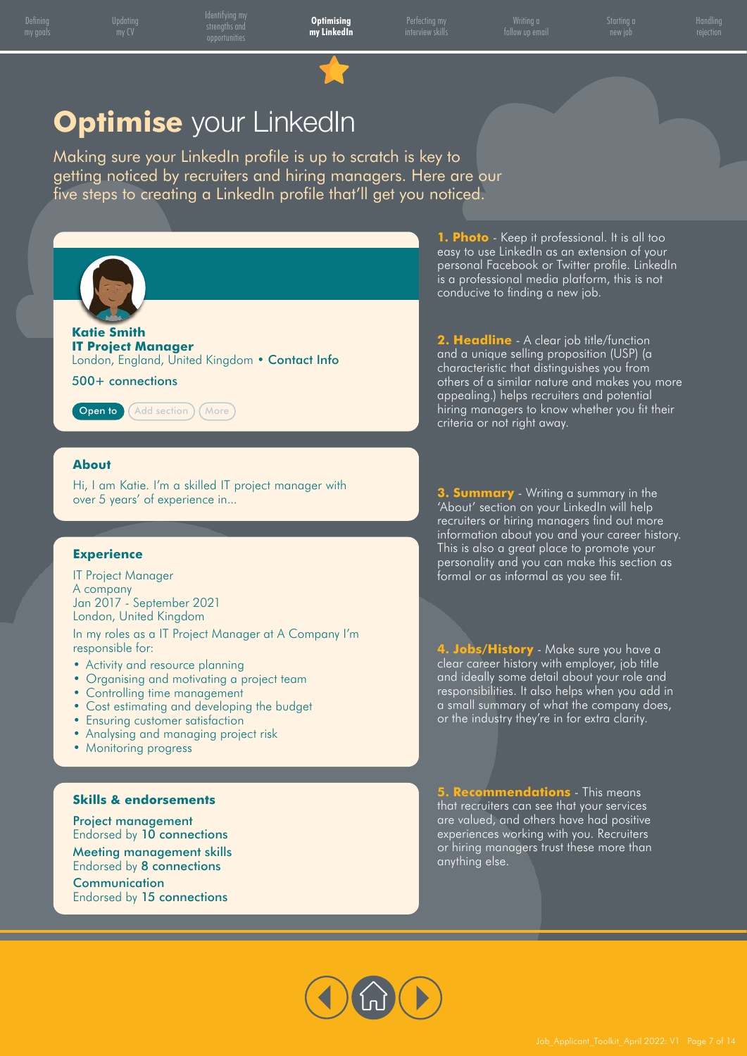Defining my goals | Updating my CV | Identifying my strengths and opportunities | **Optimising my LinkedIn** | Perfecting my interview skills | Writing a follow up email | Starting a new job | Handling rejection

# **Optimise** your LinkedIn

Making sure your LinkedIn profile is up to scratch is key to getting noticed by recruiters and hiring managers. Here are our five steps to creating a LinkedIn profile that'll get you noticed.

**Katie Smith**
**IT Project Manager**
London, England, United Kingdom • Contact Info

500+ connections

Open to | Add section | More

### About

Hi, I am Katie. I'm a skilled IT project manager with over 5 years' of experience in...

### Experience

IT Project Manager
A company
Jan 2017 - September 2021
London, United Kingdom

In my roles as a IT Project Manager at A Company I'm responsible for:

- Activity and resource planning
- Organising and motivating a project team
- Controlling time management
- Cost estimating and developing the budget
- Ensuring customer satisfaction
- Analysing and managing project risk
- Monitoring progress

### Skills & endorsements

Project management
Endorsed by **10 connections**

Meeting management skills
Endorsed by **8 connections**

Communication
Endorsed by **15 connections**

**1. Photo** - Keep it professional. It is all too easy to use LinkedIn as an extension of your personal Facebook or Twitter profile. LinkedIn is a professional media platform, this is not conducive to finding a new job.

**2. Headline** - A clear job title/function and a unique selling proposition (USP) (a characteristic that distinguishes you from others of a similar nature and makes you more appealing.) helps recruiters and potential hiring managers to know whether you fit their criteria or not right away.

**3. Summary** - Writing a summary in the 'About' section on your LinkedIn will help recruiters or hiring managers find out more information about you and your career history. This is also a great place to promote your personality and you can make this section as formal or as informal as you see fit.

**4. Jobs/History** - Make sure you have a clear career history with employer, job title and ideally some detail about your role and responsibilities. It also helps when you add in a small summary of what the company does, or the industry they're in for extra clarity.

**5. Recommendations** - This means that recruiters can see that your services are valued, and others have had positive experiences working with you. Recruiters or hiring managers trust these more than anything else.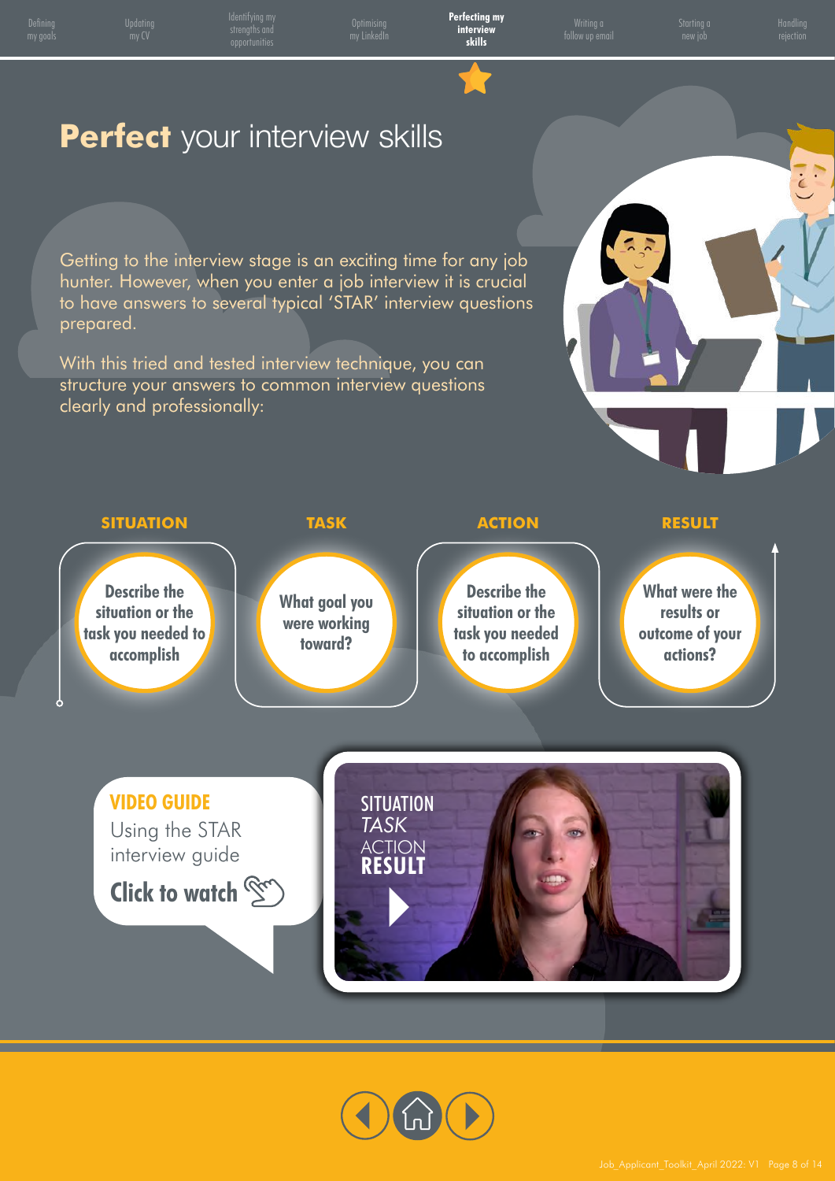# **Perfect** your interview skills

Getting to the interview stage is an exciting time for any job hunter. However, when you enter a job interview it is crucial to have answers to several typical 'STAR' interview questions prepared.

With this tried and tested interview technique, you can structure your answers to common interview questions clearly and professionally:

**SITUATION**

Describe the situation or the task you needed to accomplish

**TASK**

What goal you were working toward?

**ACTION**

Describe the situation or the task you needed to accomplish

**RESULT**

What were the results or outcome of your actions?

**VIDEO GUIDE**

Using the STAR interview guide

**Click to watch**

SITUATION
*TASK*
ACTION
**RESULT**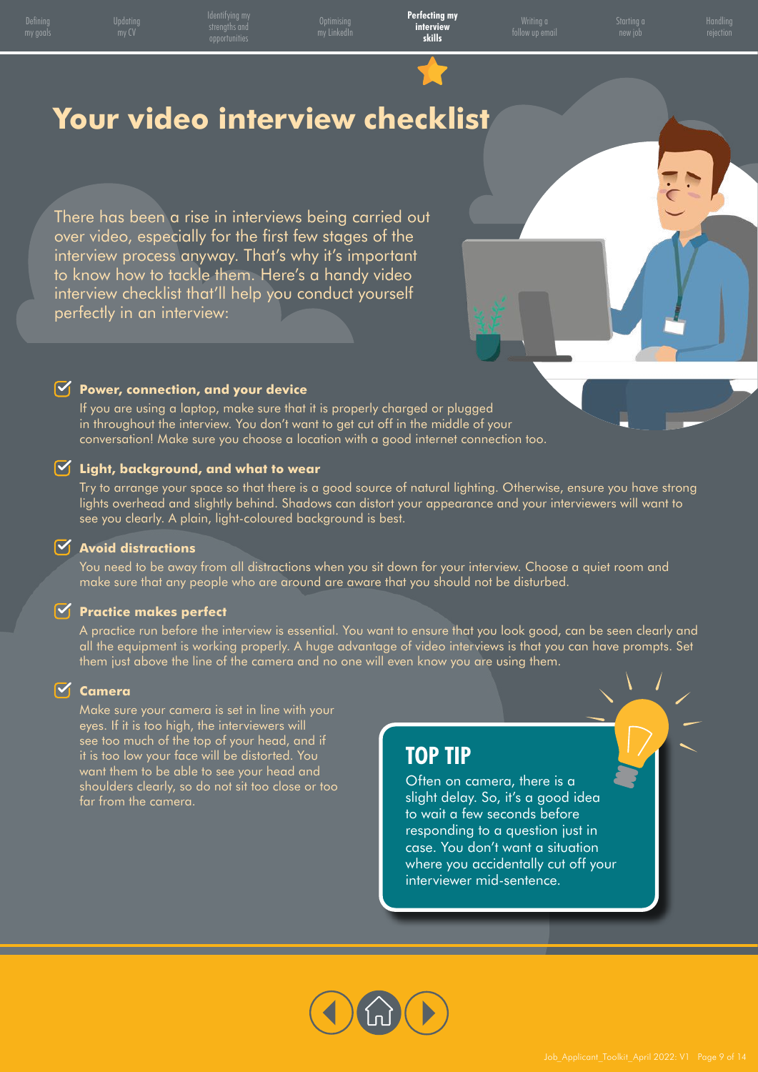# Your video interview checklist

There has been a rise in interviews being carried out over video, especially for the first few stages of the interview process anyway. That's why it's important to know how to tackle them. Here's a handy video interview checklist that'll help you conduct yourself perfectly in an interview:

### Power, connection, and your device

If you are using a laptop, make sure that it is properly charged or plugged in throughout the interview. You don't want to get cut off in the middle of your conversation! Make sure you choose a location with a good internet connection too.

### Light, background, and what to wear

Try to arrange your space so that there is a good source of natural lighting. Otherwise, ensure you have strong lights overhead and slightly behind. Shadows can distort your appearance and your interviewers will want to see you clearly. A plain, light-coloured background is best.

### Avoid distractions

You need to be away from all distractions when you sit down for your interview. Choose a quiet room and make sure that any people who are around are aware that you should not be disturbed.

### Practice makes perfect

A practice run before the interview is essential. You want to ensure that you look good, can be seen clearly and all the equipment is working properly. A huge advantage of video interviews is that you can have prompts. Set them just above the line of the camera and no one will even know you are using them.

### Camera

Make sure your camera is set in line with your eyes. If it is too high, the interviewers will see too much of the top of your head, and if it is too low your face will be distorted. You want them to be able to see your head and shoulders clearly, so do not sit too close or too far from the camera.

## TOP TIP

Often on camera, there is a slight delay. So, it's a good idea to wait a few seconds before responding to a question just in case. You don't want a situation where you accidentally cut off your interviewer mid-sentence.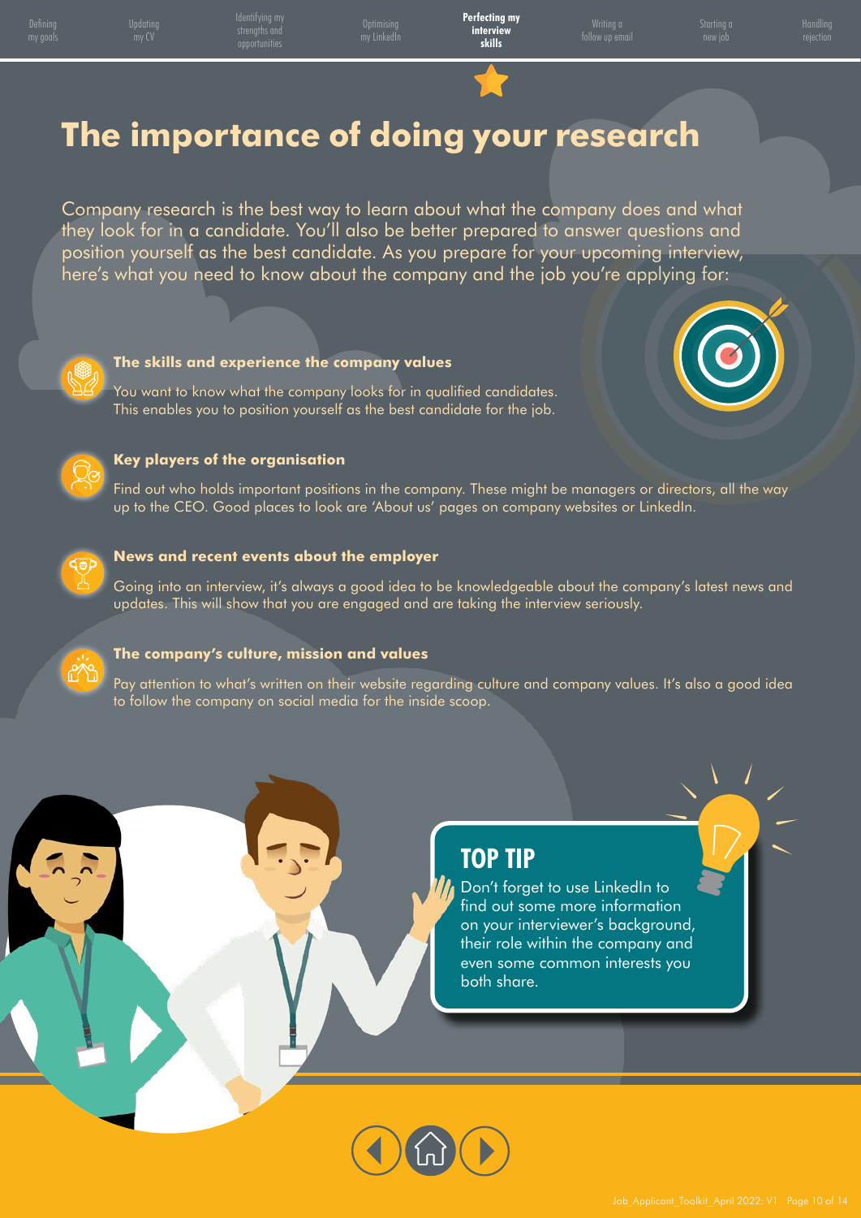# The importance of doing your research

Company research is the best way to learn about what the company does and what they look for in a candidate. You'll also be better prepared to answer questions and position yourself as the best candidate. As you prepare for your upcoming interview, here's what you need to know about the company and the job you're applying for:

### The skills and experience the company values

You want to know what the company looks for in qualified candidates. This enables you to position yourself as the best candidate for the job.

### Key players of the organisation

Find out who holds important positions in the company. These might be managers or directors, all the way up to the CEO. Good places to look are 'About us' pages on company websites or LinkedIn.

### News and recent events about the employer

Going into an interview, it's always a good idea to be knowledgeable about the company's latest news and updates. This will show that you are engaged and are taking the interview seriously.

### The company's culture, mission and values

Pay attention to what's written on their website regarding culture and company values. It's also a good idea to follow the company on social media for the inside scoop.

## TOP TIP

Don't forget to use LinkedIn to find out some more information on your interviewer's background, their role within the company and even some common interests you both share.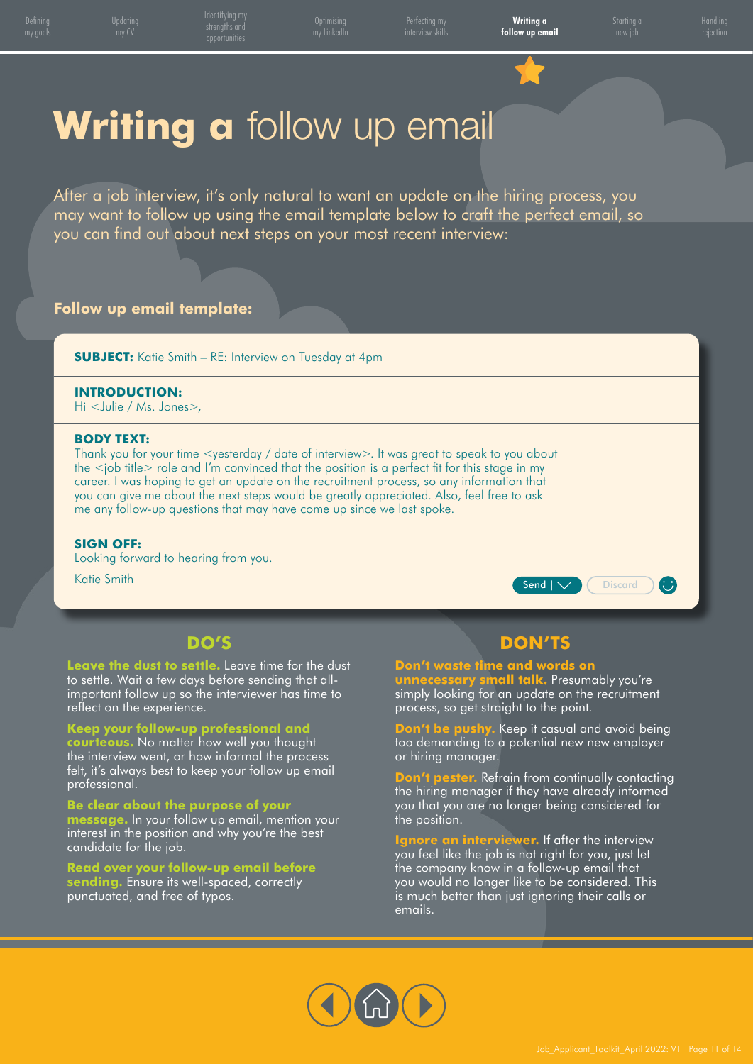# **Writing a** follow up email

After a job interview, it's only natural to want an update on the hiring process, you may want to follow up using the email template below to craft the perfect email, so you can find out about next steps on your most recent interview:

**Follow up email template:**

**SUBJECT:** Katie Smith – RE: Interview on Tuesday at 4pm

**INTRODUCTION:**
Hi <Julie / Ms. Jones>,

**BODY TEXT:**
Thank you for your time <yesterday / date of interview>. It was great to speak to you about the <job title> role and I'm convinced that the position is a perfect fit for this stage in my career. I was hoping to get an update on the recruitment process, so any information that you can give me about the next steps would be greatly appreciated. Also, feel free to ask me any follow-up questions that may have come up since we last spoke.

**SIGN OFF:**
Looking forward to hearing from you.

Katie Smith

Send | Discard

## DO'S

**Leave the dust to settle.** Leave time for the dust to settle. Wait a few days before sending that all-important follow up so the interviewer has time to reflect on the experience.

**Keep your follow-up professional and courteous.** No matter how well you thought the interview went, or how informal the process felt, it's always best to keep your follow up email professional.

**Be clear about the purpose of your message.** In your follow up email, mention your interest in the position and why you're the best candidate for the job.

**Read over your follow-up email before sending.** Ensure its well-spaced, correctly punctuated, and free of typos.

## DON'TS

**Don't waste time and words on unnecessary small talk.** Presumably you're simply looking for an update on the recruitment process, so get straight to the point.

**Don't be pushy.** Keep it casual and avoid being too demanding to a potential new new employer or hiring manager.

**Don't pester.** Refrain from continually contacting the hiring manager if they have already informed you that you are no longer being considered for the position.

**Ignore an interviewer.** If after the interview you feel like the job is not right for you, just let the company know in a follow-up email that you would no longer like to be considered. This is much better than just ignoring their calls or emails.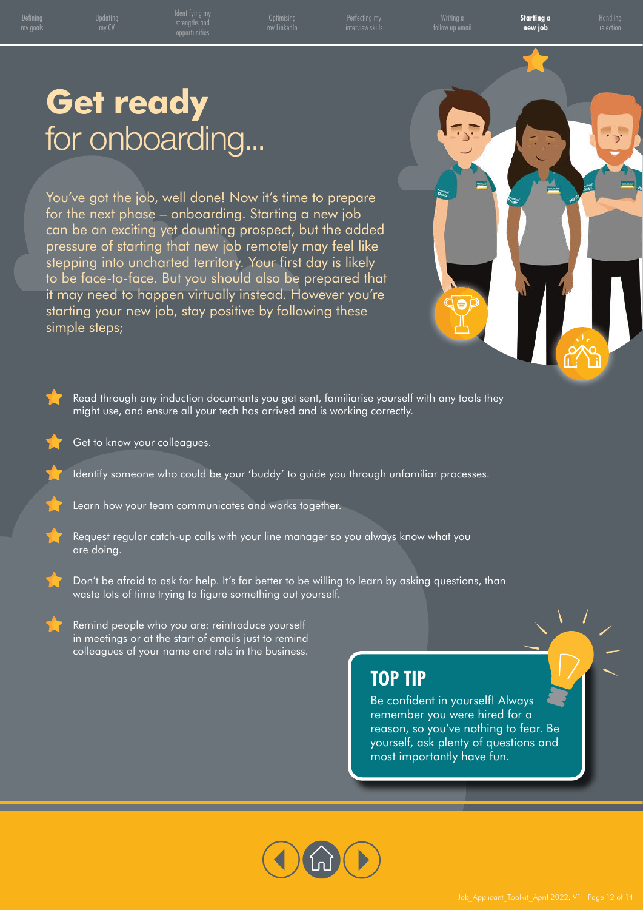# Get ready for onboarding...

You've got the job, well done! Now it's time to prepare for the next phase – onboarding. Starting a new job can be an exciting yet daunting prospect, but the added pressure of starting that new job remotely may feel like stepping into uncharted territory. Your first day is likely to be face-to-face. But you should also be prepared that it may need to happen virtually instead. However you're starting your new job, stay positive by following these simple steps;

- Read through any induction documents you get sent, familiarise yourself with any tools they might use, and ensure all your tech has arrived and is working correctly.
- Get to know your colleagues.
- Identify someone who could be your 'buddy' to guide you through unfamiliar processes.
- Learn how your team communicates and works together.
- Request regular catch-up calls with your line manager so you always know what you are doing.
- Don't be afraid to ask for help. It's far better to be willing to learn by asking questions, than waste lots of time trying to figure something out yourself.
- Remind people who you are: reintroduce yourself in meetings or at the start of emails just to remind colleagues of your name and role in the business.

## TOP TIP

Be confident in yourself! Always remember you were hired for a reason, so you've nothing to fear. Be yourself, ask plenty of questions and most importantly have fun.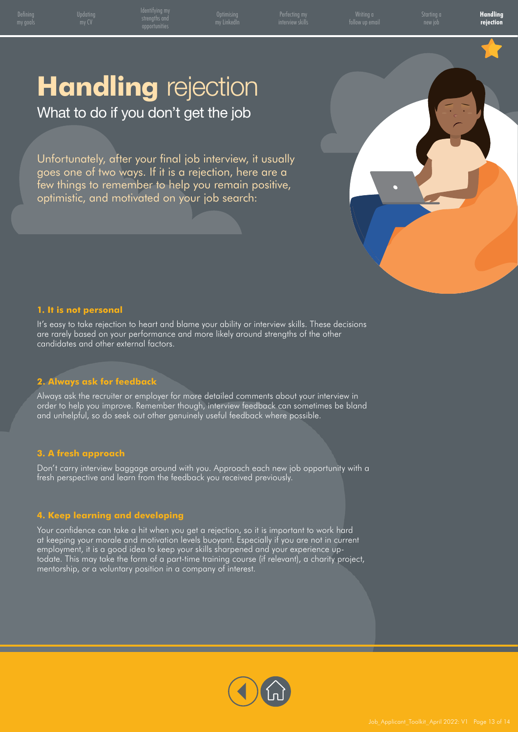# **Handling** rejection

## What to do if you don't get the job

Unfortunately, after your final job interview, it usually goes one of two ways. If it is a rejection, here are a few things to remember to help you remain positive, optimistic, and motivated on your job search:

### 1. It is not personal

It's easy to take rejection to heart and blame your ability or interview skills. These decisions are rarely based on your performance and more likely around strengths of the other candidates and other external factors.

### 2. Always ask for feedback

Always ask the recruiter or employer for more detailed comments about your interview in order to help you improve. Remember though, interview feedback can sometimes be bland and unhelpful, so do seek out other genuinely useful feedback where possible.

### 3. A fresh approach

Don't carry interview baggage around with you. Approach each new job opportunity with a fresh perspective and learn from the feedback you received previously.

### 4. Keep learning and developing

Your confidence can take a hit when you get a rejection, so it is important to work hard at keeping your morale and motivation levels buoyant. Especially if you are not in current employment, it is a good idea to keep your skills sharpened and your experience up-todate. This may take the form of a part-time training course (if relevant), a charity project, mentorship, or a voluntary position in a company of interest.